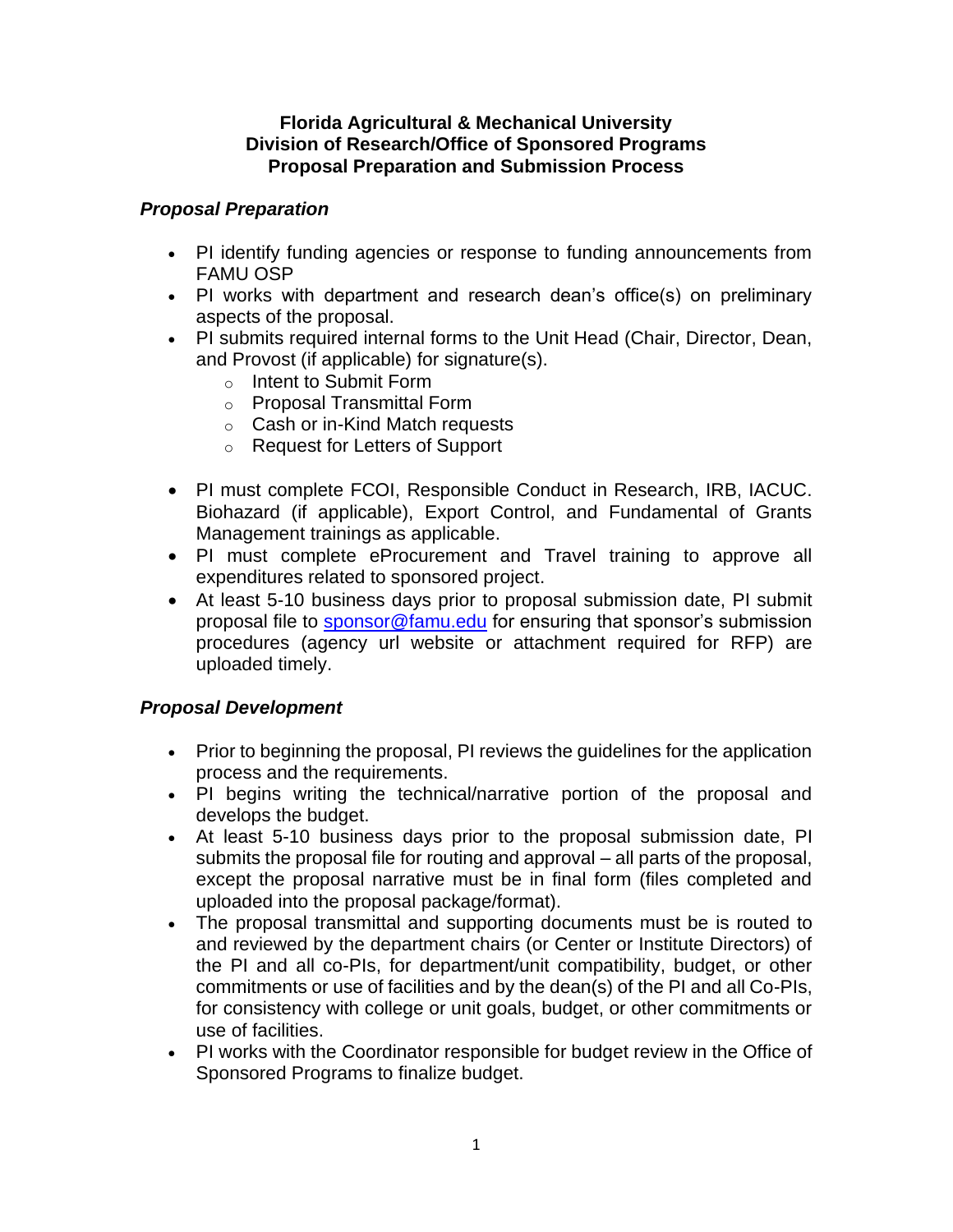**Florida Agricultural & Mechanical University**
**Division of Research/Office of Sponsored Programs**
**Proposal Preparation and Submission Process**

***Proposal Preparation***

- PI identify funding agencies or response to funding announcements from FAMU OSP
- PI works with department and research dean's office(s) on preliminary aspects of the proposal.
- PI submits required internal forms to the Unit Head (Chair, Director, Dean, and Provost (if applicable) for signature(s).
    - Intent to Submit Form
    - Proposal Transmittal Form
    - Cash or in-Kind Match requests
    - Request for Letters of Support

- PI must complete FCOI, Responsible Conduct in Research, IRB, IACUC. Biohazard (if applicable), Export Control, and Fundamental of Grants Management trainings as applicable.
- PI must complete eProcurement and Travel training to approve all expenditures related to sponsored project.
- At least 5-10 business days prior to proposal submission date, PI submit proposal file to sponsor@famu.edu for ensuring that sponsor's submission procedures (agency url website or attachment required for RFP) are uploaded timely.

***Proposal Development***

- Prior to beginning the proposal, PI reviews the guidelines for the application process and the requirements.
- PI begins writing the technical/narrative portion of the proposal and develops the budget.
- At least 5-10 business days prior to the proposal submission date, PI submits the proposal file for routing and approval – all parts of the proposal, except the proposal narrative must be in final form (files completed and uploaded into the proposal package/format).
- The proposal transmittal and supporting documents must be is routed to and reviewed by the department chairs (or Center or Institute Directors) of the PI and all co-PIs, for department/unit compatibility, budget, or other commitments or use of facilities and by the dean(s) of the PI and all Co-PIs, for consistency with college or unit goals, budget, or other commitments or use of facilities.
- PI works with the Coordinator responsible for budget review in the Office of Sponsored Programs to finalize budget.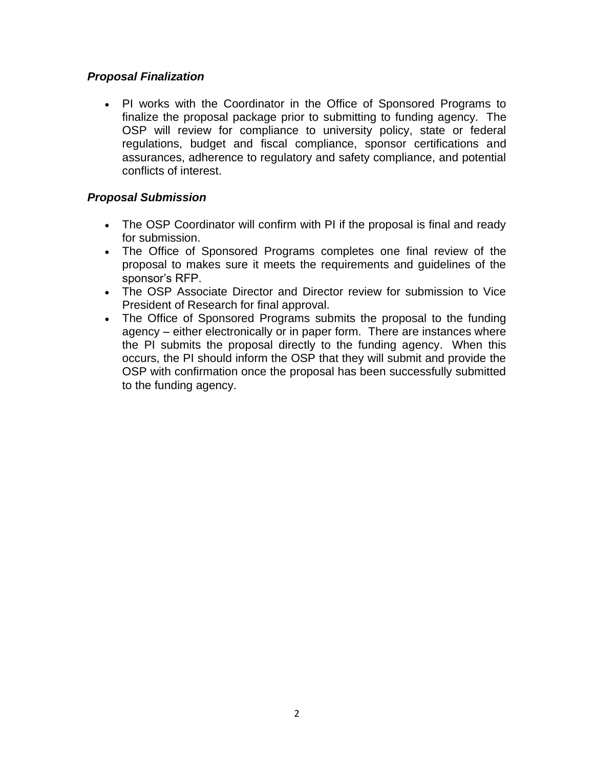### ***Proposal Finalization***

- PI works with the Coordinator in the Office of Sponsored Programs to finalize the proposal package prior to submitting to funding agency. The OSP will review for compliance to university policy, state or federal regulations, budget and fiscal compliance, sponsor certifications and assurances, adherence to regulatory and safety compliance, and potential conflicts of interest.

### ***Proposal Submission***

- The OSP Coordinator will confirm with PI if the proposal is final and ready for submission.
- The Office of Sponsored Programs completes one final review of the proposal to makes sure it meets the requirements and guidelines of the sponsor's RFP.
- The OSP Associate Director and Director review for submission to Vice President of Research for final approval.
- The Office of Sponsored Programs submits the proposal to the funding agency – either electronically or in paper form. There are instances where the PI submits the proposal directly to the funding agency. When this occurs, the PI should inform the OSP that they will submit and provide the OSP with confirmation once the proposal has been successfully submitted to the funding agency.